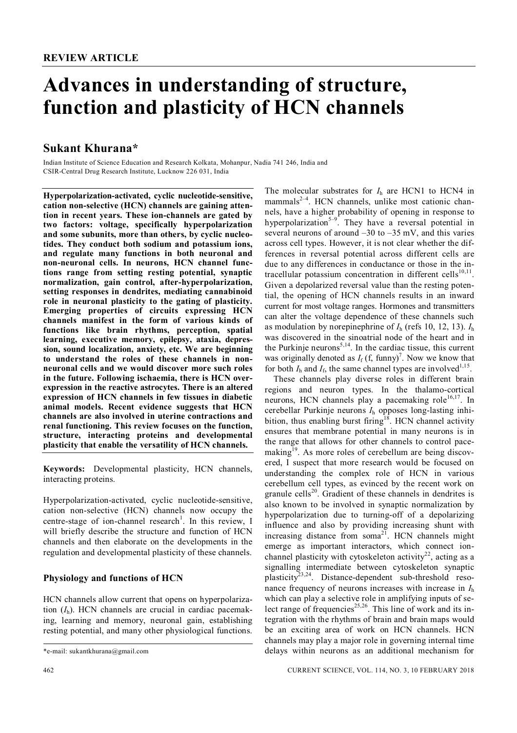REVIEW ARTICLE

# Advances in understanding of structure, function and plasticity of HCN channels

## Sukant Khurana*

Indian Institute of Science Education and Research Kolkata, Mohanpur, Nadia 741 246, India and CSIR-Central Drug Research Institute, Lucknow 226 031, India

**Hyperpolarization-activated, cyclic nucleotide-sensitive, cation non-selective (HCN) channels are gaining attention in recent years. These ion-channels are gated by two factors: voltage, specifically hyperpolarization and some subunits, more than others, by cyclic nucleotides. They conduct both sodium and potassium ions, and regulate many functions in both neuronal and non-neuronal cells. In neurons, HCN channel functions range from setting resting potential, synaptic normalization, gain control, after-hyperpolarization, setting responses in dendrites, mediating cannabinoid role in neuronal plasticity to the gating of plasticity. Emerging properties of circuits expressing HCN channels manifest in the form of various kinds of functions like brain rhythms, perception, spatial learning, executive memory, epilepsy, ataxia, depression, sound localization, anxiety, etc. We are beginning to understand the roles of these channels in non-neuronal cells and we would discover more such roles in the future. Following ischaemia, there is HCN over-expression in the reactive astrocytes. There is an altered expression of HCN channels in few tissues in diabetic animal models. Recent evidence suggests that HCN channels are also involved in uterine contractions and renal functioning. This review focuses on the function, structure, interacting proteins and developmental plasticity that enable the versatility of HCN channels.**

**Keywords:** Developmental plasticity, HCN channels, interacting proteins.

Hyperpolarization-activated, cyclic nucleotide-sensitive, cation non-selective (HCN) channels now occupy the centre-stage of ion-channel research[1]. In this review, I will briefly describe the structure and function of HCN channels and then elaborate on the developments in the regulation and developmental plasticity of these channels.

### Physiology and functions of HCN

HCN channels allow current that opens on hyperpolarization ($I_h$). HCN channels are crucial in cardiac pacemaking, learning and memory, neuronal gain, establishing resting potential, and many other physiological functions. The molecular substrates for $I_h$ are HCN1 to HCN4 in mammals[2–4]. HCN channels, unlike most cationic channels, have a higher probability of opening in response to hyperpolarization[5–9]. They have a reversal potential in several neurons of around –30 to –35 mV, and this varies across cell types. However, it is not clear whether the differences in reversal potential across different cells are due to any differences in conductance or those in the intracellular potassium concentration in different cells[10,11]. Given a depolarized reversal value than the resting potential, the opening of HCN channels results in an inward current for most voltage ranges. Hormones and transmitters can alter the voltage dependence of these channels such as modulation by norepinephrine of $I_h$ (refs 10, 12, 13). $I_h$ was discovered in the sinoatrial node of the heart and in the Purkinje neurons[5,14]. In the cardiac tissue, this current was originally denoted as $I_f$ (f, funny)[7]. Now we know that for both $I_h$ and $I_f$, the same channel types are involved[1,15].

These channels play diverse roles in different brain regions and neuron types. In the thalamo-cortical neurons, HCN channels play a pacemaking role[16,17]. In cerebellar Purkinje neurons $I_h$ opposes long-lasting inhibition, thus enabling burst firing[18]. HCN channel activity ensures that membrane potential in many neurons is in the range that allows for other channels to control pacemaking[19]. As more roles of cerebellum are being discovered, I suspect that more research would be focused on understanding the complex role of HCN in various cerebellum cell types, as evinced by the recent work on granule cells[20]. Gradient of these channels in dendrites is also known to be involved in synaptic normalization by hyperpolarization due to turning-off of a depolarizing influence and also by providing increasing shunt with increasing distance from soma[21]. HCN channels might emerge as important interactors, which connect ion-channel plasticity with cytoskeleton activity[22], acting as a signalling intermediate between cytoskeleton synaptic plasticity[23,24]. Distance-dependent sub-threshold resonance frequency of neurons increases with increase in $I_h$ which can play a selective role in amplifying inputs of select range of frequencies[25,26]. This line of work and its integration with the rhythms of brain and brain maps would be an exciting area of work on HCN channels. HCN channels may play a major role in governing internal time delays within neurons as an additional mechanism for

*e-mail: sukantkhurana@gmail.com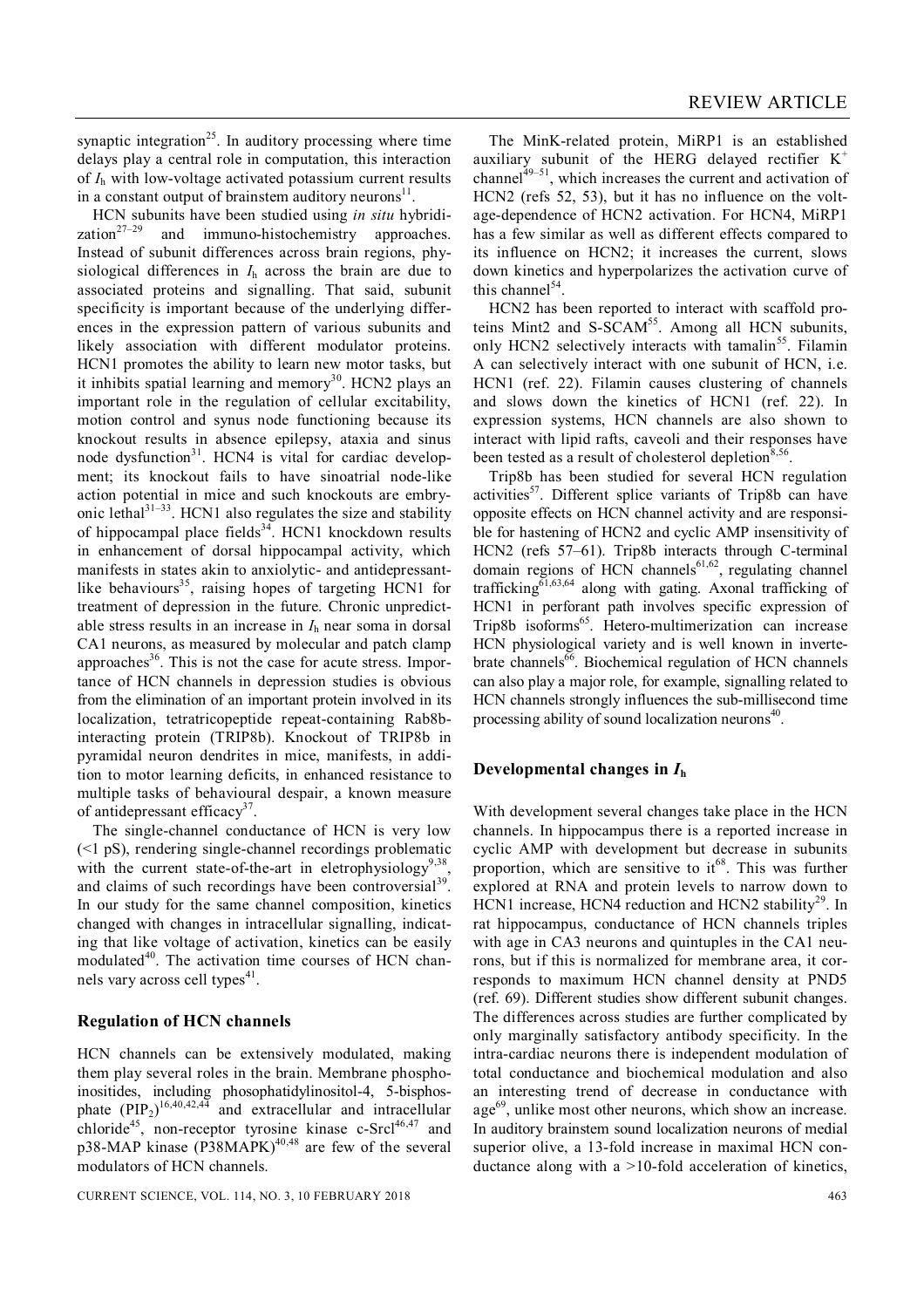synaptic integration[25]. In auditory processing where time delays play a central role in computation, this interaction of $I_h$ with low-voltage activated potassium current results in a constant output of brainstem auditory neurons[11].

HCN subunits have been studied using *in situ* hybridization[27–29] and immuno-histochemistry approaches. Instead of subunit differences across brain regions, physiological differences in $I_h$ across the brain are due to associated proteins and signalling. That said, subunit specificity is important because of the underlying differences in the expression pattern of various subunits and likely association with different modulator proteins. HCN1 promotes the ability to learn new motor tasks, but it inhibits spatial learning and memory[30]. HCN2 plays an important role in the regulation of cellular excitability, motion control and synus node functioning because its knockout results in absence epilepsy, ataxia and sinus node dysfunction[31]. HCN4 is vital for cardiac development; its knockout fails to have sinoatrial node-like action potential in mice and such knockouts are embryonic lethal[31–33]. HCN1 also regulates the size and stability of hippocampal place fields[34]. HCN1 knockdown results in enhancement of dorsal hippocampal activity, which manifests in states akin to anxiolytic- and antidepressant-like behaviours[35], raising hopes of targeting HCN1 for treatment of depression in the future. Chronic unpredictable stress results in an increase in $I_h$ near soma in dorsal CA1 neurons, as measured by molecular and patch clamp approaches[36]. This is not the case for acute stress. Importance of HCN channels in depression studies is obvious from the elimination of an important protein involved in its localization, tetratricopeptide repeat-containing Rab8b-interacting protein (TRIP8b). Knockout of TRIP8b in pyramidal neuron dendrites in mice, manifests, in addition to motor learning deficits, in enhanced resistance to multiple tasks of behavioural despair, a known measure of antidepressant efficacy[37].

The single-channel conductance of HCN is very low (<1 pS), rendering single-channel recordings problematic with the current state-of-the-art in eletrophysiology[9,38], and claims of such recordings have been controversial[39]. In our study for the same channel composition, kinetics changed with changes in intracellular signalling, indicating that like voltage of activation, kinetics can be easily modulated[40]. The activation time courses of HCN channels vary across cell types[41].

## Regulation of HCN channels

HCN channels can be extensively modulated, making them play several roles in the brain. Membrane phosphoinositides, including phosphatidylinositol-4, 5-bisphosphate ($PIP_2$)[16,40,42,44] and extracellular and intracellular chloride[45], non-receptor tyrosine kinase c-Srcl[46,47] and p38-MAP kinase (P38MAPK)[40,48] are few of the several modulators of HCN channels.

The MinK-related protein, MiRP1 is an established auxiliary subunit of the HERG delayed rectifier $K^+$ channel[49–51], which increases the current and activation of HCN2 (refs 52, 53), but it has no influence on the voltage-dependence of HCN2 activation. For HCN4, MiRP1 has a few similar as well as different effects compared to its influence on HCN2; it increases the current, slows down kinetics and hyperpolarizes the activation curve of this channel[54].

HCN2 has been reported to interact with scaffold proteins Mint2 and S-SCAM[55]. Among all HCN subunits, only HCN2 selectively interacts with tamalin[55]. Filamin A can selectively interact with one subunit of HCN, i.e. HCN1 (ref. 22). Filamin causes clustering of channels and slows down the kinetics of HCN1 (ref. 22). In expression systems, HCN channels are also shown to interact with lipid rafts, caveoli and their responses have been tested as a result of cholesterol depletion[8,56].

Trip8b has been studied for several HCN regulation activities[57]. Different splice variants of Trip8b can have opposite effects on HCN channel activity and are responsible for hastening of HCN2 and cyclic AMP insensitivity of HCN2 (refs 57–61). Trip8b interacts through C-terminal domain regions of HCN channels[61,62], regulating channel trafficking[61,63,64] along with gating. Axonal trafficking of HCN1 in perforant path involves specific expression of Trip8b isoforms[65]. Hetero-multimerization can increase HCN physiological variety and is well known in invertebrate channels[66]. Biochemical regulation of HCN channels can also play a major role, for example, signalling related to HCN channels strongly influences the sub-millisecond time processing ability of sound localization neurons[40].

## Developmental changes in $I_h$

With development several changes take place in the HCN channels. In hippocampus there is a reported increase in cyclic AMP with development but decrease in subunits proportion, which are sensitive to it[68]. This was further explored at RNA and protein levels to narrow down to HCN1 increase, HCN4 reduction and HCN2 stability[29]. In rat hippocampus, conductance of HCN channels triples with age in CA3 neurons and quintuples in the CA1 neurons, but if this is normalized for membrane area, it corresponds to maximum HCN channel density at PND5 (ref. 69). Different studies show different subunit changes. The differences across studies are further complicated by only marginally satisfactory antibody specificity. In the intra-cardiac neurons there is independent modulation of total conductance and biochemical modulation and also an interesting trend of decrease in conductance with age[69], unlike most other neurons, which show an increase. In auditory brainstem sound localization neurons of medial superior olive, a 13-fold increase in maximal HCN conductance along with a >10-fold acceleration of kinetics,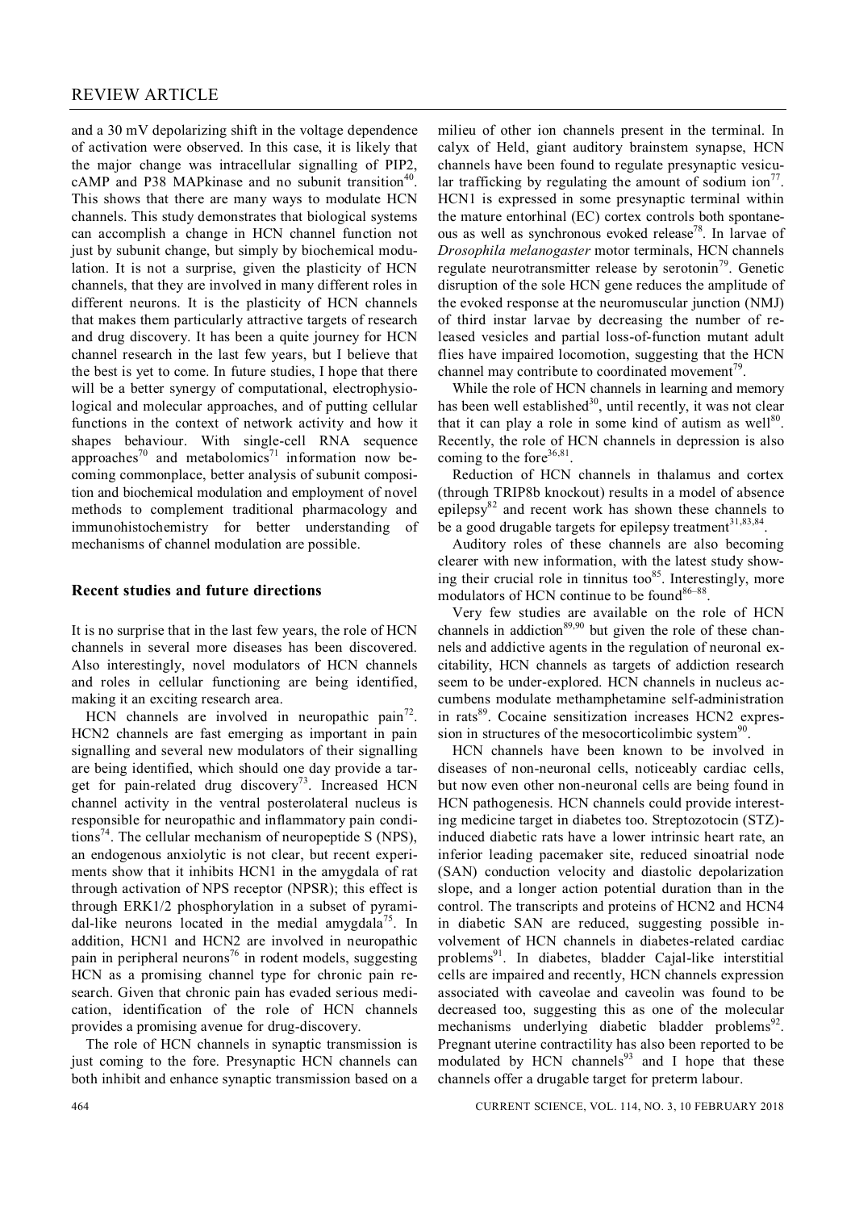and a 30 mV depolarizing shift in the voltage dependence of activation were observed. In this case, it is likely that the major change was intracellular signalling of PIP2, cAMP and P38 MAPkinase and no subunit transition[40]. This shows that there are many ways to modulate HCN channels. This study demonstrates that biological systems can accomplish a change in HCN channel function not just by subunit change, but simply by biochemical modulation. It is not a surprise, given the plasticity of HCN channels, that they are involved in many different roles in different neurons. It is the plasticity of HCN channels that makes them particularly attractive targets of research and drug discovery. It has been a quite journey for HCN channel research in the last few years, but I believe that the best is yet to come. In future studies, I hope that there will be a better synergy of computational, electrophysiological and molecular approaches, and of putting cellular functions in the context of network activity and how it shapes behaviour. With single-cell RNA sequence approaches[70] and metabolomics[71] information now becoming commonplace, better analysis of subunit composition and biochemical modulation and employment of novel methods to complement traditional pharmacology and immunohistochemistry for better understanding of mechanisms of channel modulation are possible.

## Recent studies and future directions

It is no surprise that in the last few years, the role of HCN channels in several more diseases has been discovered. Also interestingly, novel modulators of HCN channels and roles in cellular functioning are being identified, making it an exciting research area.

HCN channels are involved in neuropathic pain[72]. HCN2 channels are fast emerging as important in pain signalling and several new modulators of their signalling are being identified, which should one day provide a target for pain-related drug discovery[73]. Increased HCN channel activity in the ventral posterolateral nucleus is responsible for neuropathic and inflammatory pain conditions[74]. The cellular mechanism of neuropeptide S (NPS), an endogenous anxiolytic is not clear, but recent experiments show that it inhibits HCN1 in the amygdala of rat through activation of NPS receptor (NPSR); this effect is through ERK1/2 phosphorylation in a subset of pyramidal-like neurons located in the medial amygdala[75]. In addition, HCN1 and HCN2 are involved in neuropathic pain in peripheral neurons[76] in rodent models, suggesting HCN as a promising channel type for chronic pain research. Given that chronic pain has evaded serious medication, identification of the role of HCN channels provides a promising avenue for drug-discovery.

The role of HCN channels in synaptic transmission is just coming to the fore. Presynaptic HCN channels can both inhibit and enhance synaptic transmission based on a milieu of other ion channels present in the terminal. In calyx of Held, giant auditory brainstem synapse, HCN channels have been found to regulate presynaptic vesicular trafficking by regulating the amount of sodium ion[77]. HCN1 is expressed in some presynaptic terminal within the mature entorhinal (EC) cortex controls both spontaneous as well as synchronous evoked release[78]. In larvae of *Drosophila melanogaster* motor terminals, HCN channels regulate neurotransmitter release by serotonin[79]. Genetic disruption of the sole HCN gene reduces the amplitude of the evoked response at the neuromuscular junction (NMJ) of third instar larvae by decreasing the number of released vesicles and partial loss-of-function mutant adult flies have impaired locomotion, suggesting that the HCN channel may contribute to coordinated movement[79].

While the role of HCN channels in learning and memory has been well established[30], until recently, it was not clear that it can play a role in some kind of autism as well[80]. Recently, the role of HCN channels in depression is also coming to the fore[36,81].

Reduction of HCN channels in thalamus and cortex (through TRIP8b knockout) results in a model of absence epilepsy[82] and recent work has shown these channels to be a good drugable targets for epilepsy treatment[31,83,84].

Auditory roles of these channels are also becoming clearer with new information, with the latest study showing their crucial role in tinnitus too[85]. Interestingly, more modulators of HCN continue to be found[86–88].

Very few studies are available on the role of HCN channels in addiction[89,90] but given the role of these channels and addictive agents in the regulation of neuronal excitability, HCN channels as targets of addiction research seem to be under-explored. HCN channels in nucleus accumbens modulate methamphetamine self-administration in rats[89]. Cocaine sensitization increases HCN2 expression in structures of the mesocorticolimbic system[90].

HCN channels have been known to be involved in diseases of non-neuronal cells, noticeably cardiac cells, but now even other non-neuronal cells are being found in HCN pathogenesis. HCN channels could provide interesting medicine target in diabetes too. Streptozotocin (STZ)-induced diabetic rats have a lower intrinsic heart rate, an inferior leading pacemaker site, reduced sinoatrial node (SAN) conduction velocity and diastolic depolarization slope, and a longer action potential duration than in the control. The transcripts and proteins of HCN2 and HCN4 in diabetic SAN are reduced, suggesting possible involvement of HCN channels in diabetes-related cardiac problems[91]. In diabetes, bladder Cajal-like interstitial cells are impaired and recently, HCN channels expression associated with caveolae and caveolin was found to be decreased too, suggesting this as one of the molecular mechanisms underlying diabetic bladder problems[92]. Pregnant uterine contractility has also been reported to be modulated by HCN channels[93] and I hope that these channels offer a drugable target for preterm labour.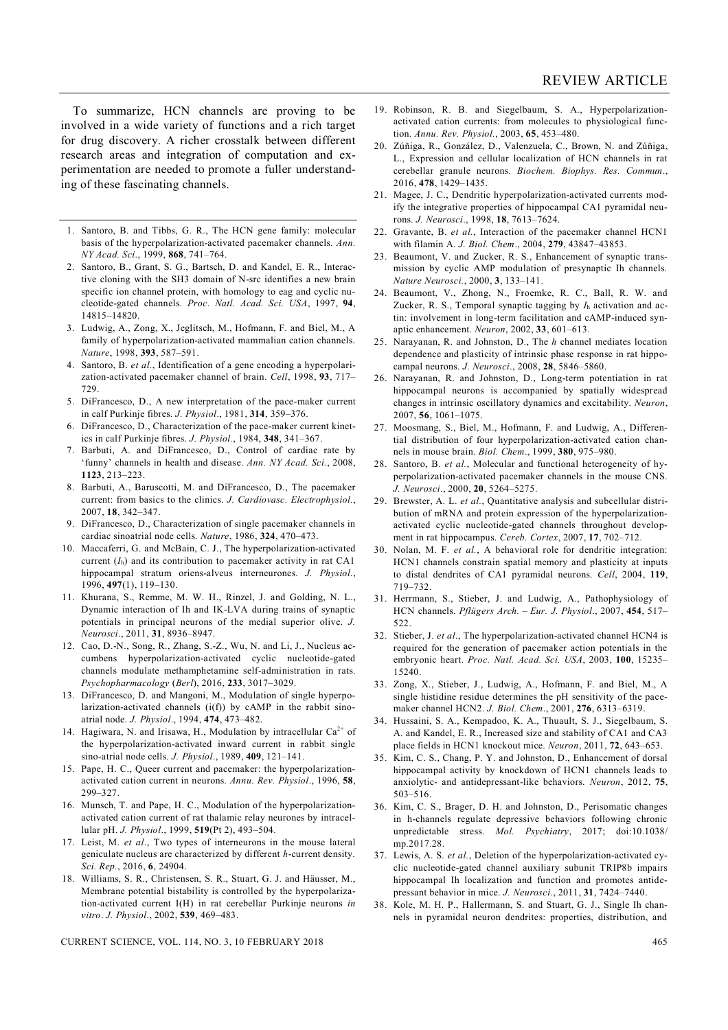To summarize, HCN channels are proving to be involved in a wide variety of functions and a rich target for drug discovery. A richer crosstalk between different research areas and integration of computation and experimentation are needed to promote a fuller understanding of these fascinating channels.

1. Santoro, B. and Tibbs, G. R., The HCN gene family: molecular basis of the hyperpolarization-activated pacemaker channels. *Ann. NY Acad. Sci*., 1999, **868**, 741–764.
2. Santoro, B., Grant, S. G., Bartsch, D. and Kandel, E. R., Interactive cloning with the SH3 domain of N-src identifies a new brain specific ion channel protein, with homology to eag and cyclic nucleotide-gated channels. *Proc. Natl. Acad. Sci. USA*, 1997, **94**, 14815–14820.
3. Ludwig, A., Zong, X., Jeglitsch, M., Hofmann, F. and Biel, M., A family of hyperpolarization-activated mammalian cation channels. *Nature*, 1998, **393**, 587–591.
4. Santoro, B. *et al.*, Identification of a gene encoding a hyperpolarization-activated pacemaker channel of brain. *Cell*, 1998, **93**, 717–729.
5. DiFrancesco, D., A new interpretation of the pace-maker current in calf Purkinje fibres. *J. Physiol*., 1981, **314**, 359–376.
6. DiFrancesco, D., Characterization of the pace-maker current kinetics in calf Purkinje fibres. *J. Physiol.*, 1984, **348**, 341–367.
7. Barbuti, A. and DiFrancesco, D., Control of cardiac rate by 'funny' channels in health and disease. *Ann. NY Acad. Sci.*, 2008, **1123**, 213–223.
8. Barbuti, A., Baruscotti, M. and DiFrancesco, D., The pacemaker current: from basics to the clinics. *J. Cardiovasc. Electrophysiol.*, 2007, **18**, 342–347.
9. DiFrancesco, D., Characterization of single pacemaker channels in cardiac sinoatrial node cells. *Nature*, 1986, **324**, 470–473.
10. Maccaferri, G. and McBain, C. J., The hyperpolarization-activated current ($I_h$) and its contribution to pacemaker activity in rat CA1 hippocampal stratum oriens-alveus interneurones. *J. Physiol.*, 1996, **497**(1), 119–130.
11. Khurana, S., Remme, M. W. H., Rinzel, J. and Golding, N. L., Dynamic interaction of Ih and IK-LVA during trains of synaptic potentials in principal neurons of the medial superior olive. *J. Neurosci*., 2011, **31**, 8936–8947.
12. Cao, D.-N., Song, R., Zhang, S.-Z., Wu, N. and Li, J., Nucleus accumbens hyperpolarization-activated cyclic nucleotide-gated channels modulate methamphetamine self-administration in rats. *Psychopharmacology* (*Berl*), 2016, **233**, 3017–3029.
13. DiFrancesco, D. and Mangoni, M., Modulation of single hyperpolarization-activated channels (i(f)) by cAMP in the rabbit sinoatrial node. *J. Physiol*., 1994, **474**, 473–482.
14. Hagiwara, N. and Irisawa, H., Modulation by intracellular $Ca^{2+}$ of the hyperpolarization-activated inward current in rabbit single sino-atrial node cells. *J. Physiol*., 1989, **409**, 121–141.
15. Pape, H. C., Queer current and pacemaker: the hyperpolarization-activated cation current in neurons. *Annu. Rev. Physiol*., 1996, **58**, 299–327.
16. Munsch, T. and Pape, H. C., Modulation of the hyperpolarization-activated cation current of rat thalamic relay neurones by intracellular pH. *J. Physiol*., 1999, **519**(Pt 2), 493–504.
17. Leist, M. *et al*., Two types of interneurons in the mouse lateral geniculate nucleus are characterized by different *h*-current density. *Sci. Rep.*, 2016, **6**, 24904.
18. Williams, S. R., Christensen, S. R., Stuart, G. J. and Häusser, M., Membrane potential bistability is controlled by the hyperpolarization-activated current I(H) in rat cerebellar Purkinje neurons *in vitro*. *J. Physiol.*, 2002, **539**, 469–483.
19. Robinson, R. B. and Siegelbaum, S. A., Hyperpolarization-activated cation currents: from molecules to physiological function. *Annu. Rev. Physiol.*, 2003, **65**, 453–480.
20. Zúñiga, R., González, D., Valenzuela, C., Brown, N. and Zúñiga, L., Expression and cellular localization of HCN channels in rat cerebellar granule neurons. *Biochem. Biophys. Res. Commun*., 2016, **478**, 1429–1435.
21. Magee, J. C., Dendritic hyperpolarization-activated currents modify the integrative properties of hippocampal CA1 pyramidal neurons. *J. Neurosci*., 1998, **18**, 7613–7624.
22. Gravante, B. *et al.*, Interaction of the pacemaker channel HCN1 with filamin A. *J. Biol. Chem*., 2004, **279**, 43847–43853.
23. Beaumont, V. and Zucker, R. S., Enhancement of synaptic transmission by cyclic AMP modulation of presynaptic Ih channels. *Nature Neurosci.*, 2000, **3**, 133–141.
24. Beaumont, V., Zhong, N., Froemke, R. C., Ball, R. W. and Zucker, R. S., Temporal synaptic tagging by $I_h$ activation and actin: involvement in long-term facilitation and cAMP-induced synaptic enhancement. *Neuron*, 2002, **33**, 601–613.
25. Narayanan, R. and Johnston, D., The *h* channel mediates location dependence and plasticity of intrinsic phase response in rat hippocampal neurons. *J. Neurosci*., 2008, **28**, 5846–5860.
26. Narayanan, R. and Johnston, D., Long-term potentiation in rat hippocampal neurons is accompanied by spatially widespread changes in intrinsic oscillatory dynamics and excitability. *Neuron*, 2007, **56**, 1061–1075.
27. Moosmang, S., Biel, M., Hofmann, F. and Ludwig, A., Differential distribution of four hyperpolarization-activated cation channels in mouse brain. *Biol. Chem*., 1999, **380**, 975–980.
28. Santoro, B. *et al.*, Molecular and functional heterogeneity of hyperpolarization-activated pacemaker channels in the mouse CNS. *J. Neurosci*., 2000, **20**, 5264–5275.
29. Brewster, A. L. *et al.*, Quantitative analysis and subcellular distribution of mRNA and protein expression of the hyperpolarization-activated cyclic nucleotide-gated channels throughout development in rat hippocampus. *Cereb. Cortex*, 2007, **17**, 702–712.
30. Nolan, M. F. *et al.*, A behavioral role for dendritic integration: HCN1 channels constrain spatial memory and plasticity at inputs to distal dendrites of CA1 pyramidal neurons. *Cell*, 2004, **119**, 719–732.
31. Herrmann, S., Stieber, J. and Ludwig, A., Pathophysiology of HCN channels. *Pflügers Arch. – Eur. J. Physiol*., 2007, **454**, 517–522.
32. Stieber, J. *et al*., The hyperpolarization-activated channel HCN4 is required for the generation of pacemaker action potentials in the embryonic heart. *Proc. Natl. Acad. Sci. USA*, 2003, **100**, 15235–15240.
33. Zong, X., Stieber, J., Ludwig, A., Hofmann, F. and Biel, M., A single histidine residue determines the pH sensitivity of the pacemaker channel HCN2. *J. Biol. Chem*., 2001, **276**, 6313–6319.
34. Hussaini, S. A., Kempadoo, K. A., Thuault, S. J., Siegelbaum, S. A. and Kandel, E. R., Increased size and stability of CA1 and CA3 place fields in HCN1 knockout mice. *Neuron*, 2011, **72**, 643–653.
35. Kim, C. S., Chang, P. Y. and Johnston, D., Enhancement of dorsal hippocampal activity by knockdown of HCN1 channels leads to anxiolytic- and antidepressant-like behaviors. *Neuron*, 2012, **75**, 503–516.
36. Kim, C. S., Brager, D. H. and Johnston, D., Perisomatic changes in h-channels regulate depressive behaviors following chronic unpredictable stress. *Mol. Psychiatry*, 2017; doi:10.1038/mp.2017.28.
37. Lewis, A. S. *et al.*, Deletion of the hyperpolarization-activated cyclic nucleotide-gated channel auxiliary subunit TRIP8b impairs hippocampal Ih localization and function and promotes antidepressant behavior in mice. *J. Neurosci.*, 2011, **31**, 7424–7440.
38. Kole, M. H. P., Hallermann, S. and Stuart, G. J., Single Ih channels in pyramidal neuron dendrites: properties, distribution, and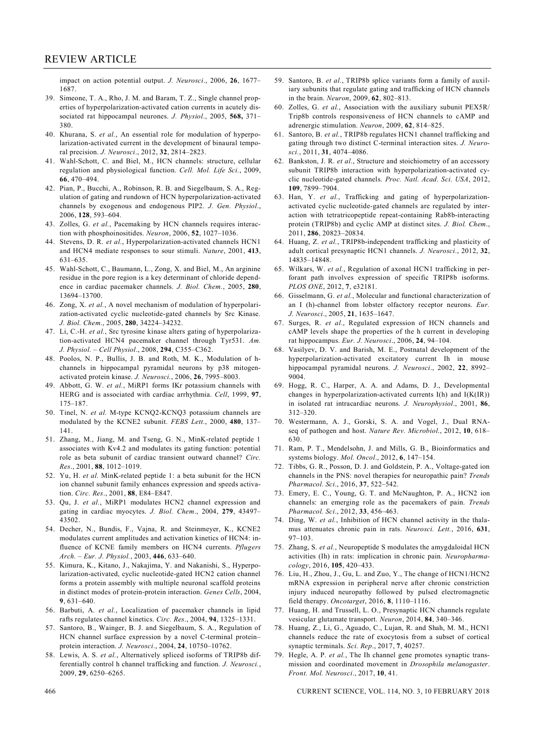impact on action potential output. *J. Neurosci*., 2006, **26**, 1677–1687.

39. Simeone, T. A., Rho, J. M. and Baram, T. Z., Single channel properties of hyperpolarization-activated cation currents in acutely dissociated rat hippocampal neurones. *J. Physiol*., 2005, **568,** 371–380.
40. Khurana, S. *et al.*, An essential role for modulation of hyperpolarization-activated current in the development of binaural temporal precision. *J. Neurosci*., 2012, **32**, 2814–2823.
41. Wahl-Schott, C. and Biel, M., HCN channels: structure, cellular regulation and physiological function. *Cell. Mol. Life Sci.*, 2009, **66**, 470–494.
42. Pian, P., Bucchi, A., Robinson, R. B. and Siegelbaum, S. A., Regulation of gating and rundown of HCN hyperpolarization-activated channels by exogenous and endogenous PIP2. *J. Gen. Physiol*., 2006, **128**, 593–604.
43. Zolles, G. *et al.*, Pacemaking by HCN channels requires interaction with phosphoinositides. *Neuron*, 2006, **52**, 1027–1036.
44. Stevens, D. R. *et al.*, Hyperpolarization-activated channels HCN1 and HCN4 mediate responses to sour stimuli. *Nature*, 2001, **413**, 631–635.
45. Wahl-Schott, C., Baumann, L., Zong, X. and Biel, M., An arginine residue in the pore region is a key determinant of chloride dependence in cardiac pacemaker channels. *J. Biol. Chem.*, 2005, **280**, 13694–13700.
46. Zong, X. *et al.*, A novel mechanism of modulation of hyperpolarization-activated cyclic nucleotide-gated channels by Src Kinase. *J. Biol. Chem*., 2005, **280**, 34224–34232.
47. Li, C.-H. *et al.*, Src tyrosine kinase alters gating of hyperpolarization-activated HCN4 pacemaker channel through Tyr531. *Am. J. Physiol. – Cell Physiol*., 2008, **294**, C355–C362.
48. Poolos, N. P., Bullis, J. B. and Roth, M. K., Modulation of h-channels in hippocampal pyramidal neurons by p38 mitogen-activated protein kinase. *J. Neurosci.*, 2006, **26**, 7995–8003.
49. Abbott, G. W. *et al.*, MiRP1 forms IKr potassium channels with HERG and is associated with cardiac arrhythmia. *Cell*, 1999, **97**, 175–187.
50. Tinel, N. *et al.* M-type KCNQ2-KCNQ3 potassium channels are modulated by the KCNE2 subunit. *FEBS Lett*., 2000, **480**, 137–141.
51. Zhang, M., Jiang, M. and Tseng, G. N., MinK-related peptide 1 associates with Kv4.2 and modulates its gating function: potential role as beta subunit of cardiac transient outward channel? *Circ. Res*., 2001, **88**, 1012–1019.
52. Yu, H. *et al.* MinK-related peptide 1: a beta subunit for the HCN ion channel subunit family enhances expression and speeds activation. *Circ. Res*., 2001, **88**, E84–E847.
53. Qu, J. *et al.*, MiRP1 modulates HCN2 channel expression and gating in cardiac myocytes. *J. Biol. Chem*., 2004, **279**, 43497–43502.
54. Decher, N., Bundis, F., Vajna, R. and Steinmeyer, K., KCNE2 modulates current amplitudes and activation kinetics of HCN4: influence of KCNE family members on HCN4 currents. *Pflugers Arch. – Eur. J. Physiol.*, 2003, **446**, 633–640.
55. Kimura, K., Kitano, J., Nakajima, Y. and Nakanishi, S., Hyperpolarization-activated, cyclic nucleotide-gated HCN2 cation channel forms a protein assembly with multiple neuronal scaffold proteins in distinct modes of protein-protein interaction. *Genes Cells*, 2004, **9**, 631–640.
56. Barbuti, A. *et al.*, Localization of pacemaker channels in lipid rafts regulates channel kinetics. *Circ. Res*., 2004, **94**, 1325–1331.
57. Santoro, B., Wainger, B. J. and Siegelbaum, S. A., Regulation of HCN channel surface expression by a novel C-terminal protein–protein interaction. *J. Neurosci*., 2004, **24**, 10750–10762.
58. Lewis, A. S. *et al.*, Alternatively spliced isoforms of TRIP8b differentially control h channel trafficking and function. *J. Neurosci.*, 2009, **29**, 6250–6265.
59. Santoro, B. *et al.*, TRIP8b splice variants form a family of auxiliary subunits that regulate gating and trafficking of HCN channels in the brain. *Neuron*, 2009, **62**, 802–813.
60. Zolles, G. *et al.*, Association with the auxiliary subunit PEX5R/Trip8b controls responsiveness of HCN channels to cAMP and adrenergic stimulation. *Neuron*, 2009, **62**, 814–825.
61. Santoro, B. *et al.*, TRIP8b regulates HCN1 channel trafficking and gating through two distinct C-terminal interaction sites. *J. Neurosci.*, 2011, **31**, 4074–4086.
62. Bankston, J. R. *et al.*, Structure and stoichiometry of an accessory subunit TRIP8b interaction with hyperpolarization-activated cyclic nucleotide-gated channels. *Proc. Natl. Acad. Sci. USA*, 2012, **109**, 7899–7904.
63. Han, Y. *et al.*, Trafficking and gating of hyperpolarization-activated cyclic nucleotide-gated channels are regulated by interaction with tetratricopeptide repeat-containing Rab8b-interacting protein (TRIP8b) and cyclic AMP at distinct sites. *J. Biol. Chem*., 2011, **286**, 20823–20834.
64. Huang, Z. *et al.*, TRIP8b-independent trafficking and plasticity of adult cortical presynaptic HCN1 channels. *J. Neurosci*., 2012, **32**, 14835–14848.
65. Wilkars, W. *et al.*, Regulation of axonal HCN1 trafficking in perforant path involves expression of specific TRIP8b isoforms. *PLOS ONE*, 2012, **7**, e32181.
66. Gisselmann, G. *et al.*, Molecular and functional characterization of an I (h)-channel from lobster olfactory receptor neurons. *Eur. J. Neurosci*., 2005, **21**, 1635–1647.
67. Surges, R. *et al.*, Regulated expression of HCN channels and cAMP levels shape the properties of the h current in developing rat hippocampus. *Eur. J. Neurosci*., 2006, **24**, 94–104.
68. Vasilyev, D. V. and Barish, M. E., Postnatal development of the hyperpolarization-activated excitatory current Ih in mouse hippocampal pyramidal neurons. *J. Neurosci*., 2002, **22**, 8992–9004.
69. Hogg, R. C., Harper, A. A. and Adams, D. J., Developmental changes in hyperpolarization-activated currents I(h) and I(K(IR)) in isolated rat intracardiac neurons. *J. Neurophysiol*., 2001, **86**, 312–320.
70. Westermann, A. J., Gorski, S. A. and Vogel, J., Dual RNA-seq of pathogen and host. *Nature Rev. Microbiol*., 2012, **10**, 618–630.
71. Ram, P. T., Mendelsohn, J. and Mills, G. B., Bioinformatics and systems biology. *Mol. Oncol*., 2012, **6**, 147–154.
72. Tibbs, G. R., Posson, D. J. and Goldstein, P. A., Voltage-gated ion channels in the PNS: novel therapies for neuropathic pain? *Trends Pharmacol. Sci*., 2016, **37**, 522–542.
73. Emery, E. C., Young, G. T. and McNaughton, P. A., HCN2 ion channels: an emerging role as the pacemakers of pain. *Trends Pharmacol. Sci*., 2012, **33**, 456–463.
74. Ding, W. *et al.*, Inhibition of HCN channel activity in the thalamus attenuates chronic pain in rats. *Neurosci. Lett.*, 2016, **631**, 97–103.
75. Zhang, S. *et al.*, Neuropeptide S modulates the amygdaloidal HCN activities (Ih) in rats: implication in chronic pain. *Neuropharmacology*, 2016, **105**, 420–433.
76. Liu, H., Zhou, J., Gu, L. and Zuo, Y., The change of HCN1/HCN2 mRNA expression in peripheral nerve after chronic constriction injury induced neuropathy followed by pulsed electromagnetic field therapy. *Oncotarget*, 2016, **8**, 1110–1116.
77. Huang, H. and Trussell, L. O., Presynaptic HCN channels regulate vesicular glutamate transport. *Neuron*, 2014, **84**, 340–346.
78. Huang, Z., Li, G., Aguado, C., Lujan, R. and Shah, M. M., HCN1 channels reduce the rate of exocytosis from a subset of cortical synaptic terminals. *Sci. Rep*., 2017, **7**, 40257.
79. Hegle, A. P. *et al.*, The Ih channel gene promotes synaptic transmission and coordinated movement in *Drosophila melanogaster*. *Front. Mol. Neurosci*., 2017, **10**, 41.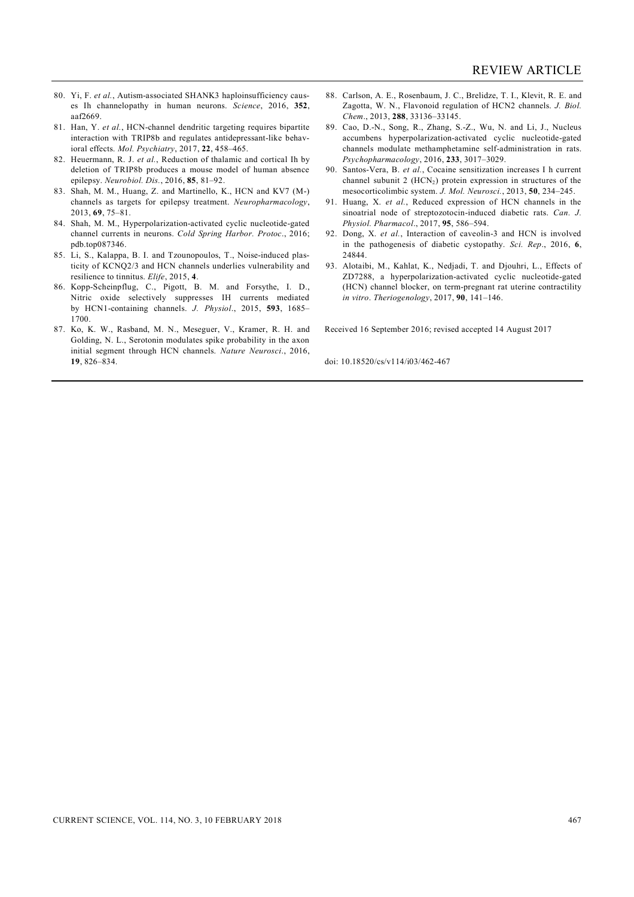80. Yi, F. *et al.*, Autism-associated SHANK3 haploinsufficiency causes Ih channelopathy in human neurons. *Science*, 2016, **352**, aaf2669.
81. Han, Y. *et al.*, HCN-channel dendritic targeting requires bipartite interaction with TRIP8b and regulates antidepressant-like behavioral effects. *Mol. Psychiatry*, 2017, **22**, 458–465.
82. Heuermann, R. J. *et al.*, Reduction of thalamic and cortical Ih by deletion of TRIP8b produces a mouse model of human absence epilepsy. *Neurobiol. Dis.*, 2016, **85**, 81–92.
83. Shah, M. M., Huang, Z. and Martinello, K., HCN and KV7 (M-) channels as targets for epilepsy treatment. *Neuropharmacology*, 2013, **69**, 75–81.
84. Shah, M. M., Hyperpolarization-activated cyclic nucleotide-gated channel currents in neurons. *Cold Spring Harbor. Protoc*., 2016; pdb.top087346.
85. Li, S., Kalappa, B. I. and Tzounopoulos, T., Noise-induced plasticity of KCNQ2/3 and HCN channels underlies vulnerability and resilience to tinnitus. *Elife*, 2015, **4**.
86. Kopp-Scheinpflug, C., Pigott, B. M. and Forsythe, I. D., Nitric oxide selectively suppresses IH currents mediated by HCN1-containing channels. *J. Physiol*., 2015, **593**, 1685–1700.
87. Ko, K. W., Rasband, M. N., Meseguer, V., Kramer, R. H. and Golding, N. L., Serotonin modulates spike probability in the axon initial segment through HCN channels. *Nature Neurosci*., 2016, **19**, 826–834.
88. Carlson, A. E., Rosenbaum, J. C., Brelidze, T. I., Klevit, R. E. and Zagotta, W. N., Flavonoid regulation of HCN2 channels. *J. Biol. Chem*., 2013, **288**, 33136–33145.
89. Cao, D.-N., Song, R., Zhang, S.-Z., Wu, N. and Li, J., Nucleus accumbens hyperpolarization-activated cyclic nucleotide-gated channels modulate methamphetamine self-administration in rats. *Psychopharmacology*, 2016, **233**, 3017–3029.
90. Santos-Vera, B. *et al.*, Cocaine sensitization increases I h current channel subunit 2 ($HCN_2$) protein expression in structures of the mesocorticolimbic system. *J. Mol. Neurosci.*, 2013, **50**, 234–245.
91. Huang, X. *et al.*, Reduced expression of HCN channels in the sinoatrial node of streptozotocin-induced diabetic rats. *Can. J. Physiol. Pharmacol*., 2017, **95**, 586–594.
92. Dong, X. *et al.*, Interaction of caveolin-3 and HCN is involved in the pathogenesis of diabetic cystopathy. *Sci. Rep*., 2016, **6**, 24844.
93. Alotaibi, M., Kahlat, K., Nedjadi, T. and Djouhri, L., Effects of ZD7288, a hyperpolarization-activated cyclic nucleotide-gated (HCN) channel blocker, on term-pregnant rat uterine contractility *in vitro*. *Theriogenology*, 2017, **90**, 141–146.

Received 16 September 2016; revised accepted 14 August 2017

doi: 10.18520/cs/v114/i03/462-467